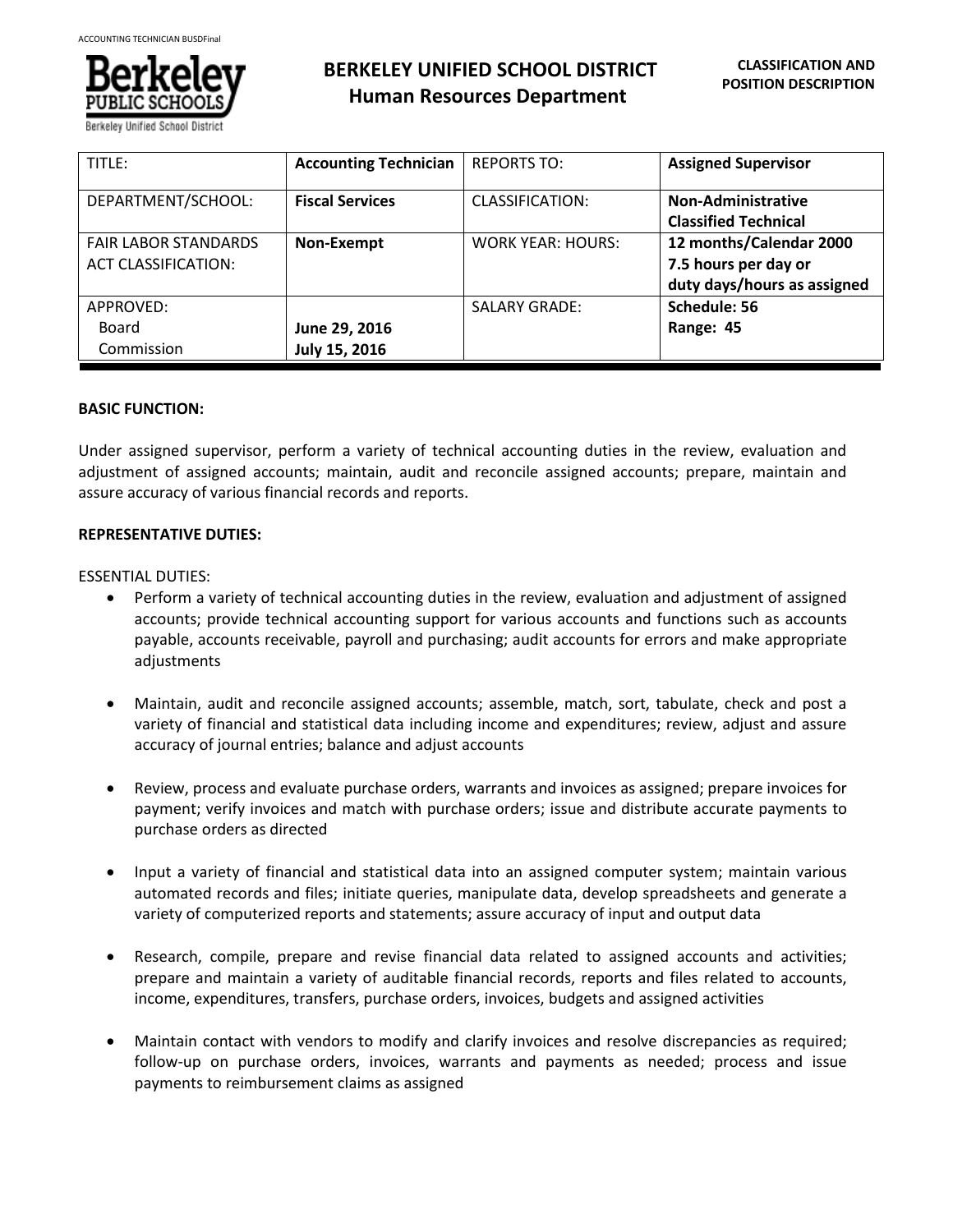# BERKELEY UNIFIED SCHOOL DISTRICT
## Human Resources Department

**CLASSIFICATION AND POSITION DESCRIPTION**

| TITLE: | **Accounting Technician** | REPORTS TO: | **Assigned Supervisor** |
|---|---|---|---|
| DEPARTMENT/SCHOOL: | **Fiscal Services** | CLASSIFICATION: | **Non-Administrative Classified Technical** |
| FAIR LABOR STANDARDS ACT CLASSIFICATION: | **Non-Exempt** | WORK YEAR: HOURS: | **12 months/Calendar 2000 7.5 hours per day or duty days/hours as assigned** |
| APPROVED: Board Commission | **June 29, 2016 July 15, 2016** | SALARY GRADE: | **Schedule: 56 Range: 45** |

**BASIC FUNCTION:**

Under assigned supervisor, perform a variety of technical accounting duties in the review, evaluation and adjustment of assigned accounts; maintain, audit and reconcile assigned accounts; prepare, maintain and assure accuracy of various financial records and reports.

**REPRESENTATIVE DUTIES:**

ESSENTIAL DUTIES:

- Perform a variety of technical accounting duties in the review, evaluation and adjustment of assigned accounts; provide technical accounting support for various accounts and functions such as accounts payable, accounts receivable, payroll and purchasing; audit accounts for errors and make appropriate adjustments

- Maintain, audit and reconcile assigned accounts; assemble, match, sort, tabulate, check and post a variety of financial and statistical data including income and expenditures; review, adjust and assure accuracy of journal entries; balance and adjust accounts

- Review, process and evaluate purchase orders, warrants and invoices as assigned; prepare invoices for payment; verify invoices and match with purchase orders; issue and distribute accurate payments to purchase orders as directed

- Input a variety of financial and statistical data into an assigned computer system; maintain various automated records and files; initiate queries, manipulate data, develop spreadsheets and generate a variety of computerized reports and statements; assure accuracy of input and output data

- Research, compile, prepare and revise financial data related to assigned accounts and activities; prepare and maintain a variety of auditable financial records, reports and files related to accounts, income, expenditures, transfers, purchase orders, invoices, budgets and assigned activities

- Maintain contact with vendors to modify and clarify invoices and resolve discrepancies as required; follow-up on purchase orders, invoices, warrants and payments as needed; process and issue payments to reimbursement claims as assigned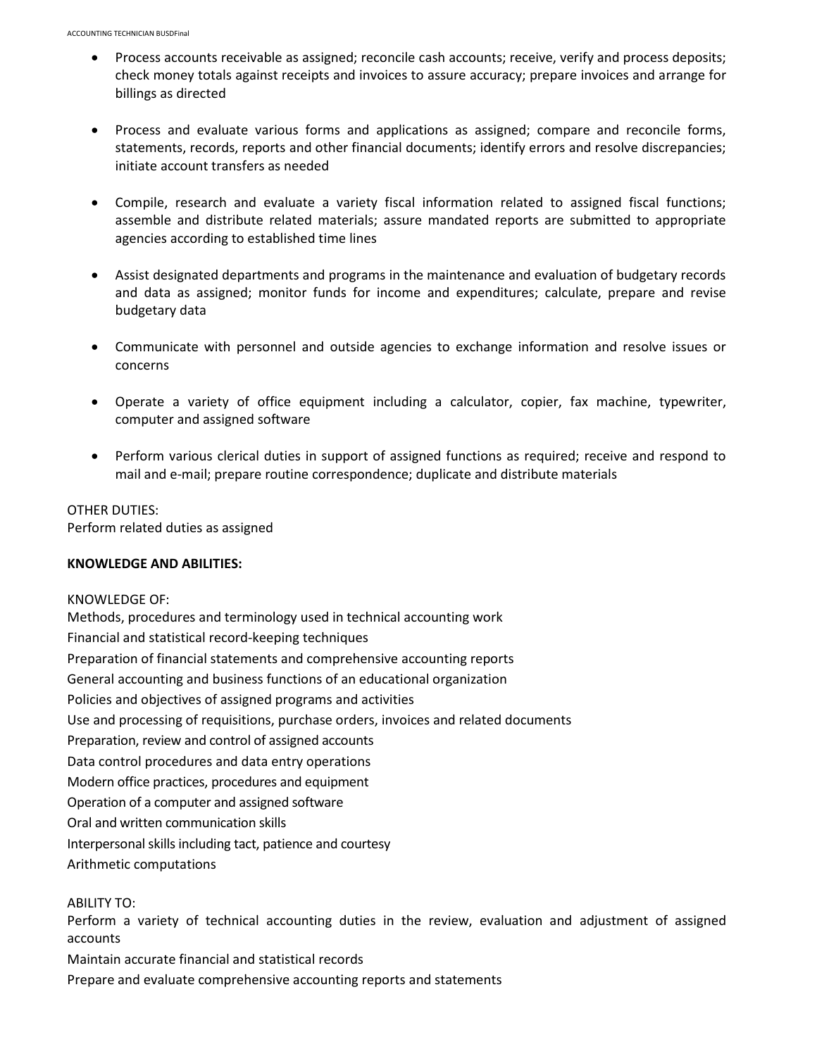- Process accounts receivable as assigned; reconcile cash accounts; receive, verify and process deposits; check money totals against receipts and invoices to assure accuracy; prepare invoices and arrange for billings as directed

- Process and evaluate various forms and applications as assigned; compare and reconcile forms, statements, records, reports and other financial documents; identify errors and resolve discrepancies; initiate account transfers as needed

- Compile, research and evaluate a variety fiscal information related to assigned fiscal functions; assemble and distribute related materials; assure mandated reports are submitted to appropriate agencies according to established time lines

- Assist designated departments and programs in the maintenance and evaluation of budgetary records and data as assigned; monitor funds for income and expenditures; calculate, prepare and revise budgetary data

- Communicate with personnel and outside agencies to exchange information and resolve issues or concerns

- Operate a variety of office equipment including a calculator, copier, fax machine, typewriter, computer and assigned software

- Perform various clerical duties in support of assigned functions as required; receive and respond to mail and e-mail; prepare routine correspondence; duplicate and distribute materials

OTHER DUTIES:
Perform related duties as assigned

**KNOWLEDGE AND ABILITIES:**

KNOWLEDGE OF:
Methods, procedures and terminology used in technical accounting work
Financial and statistical record-keeping techniques
Preparation of financial statements and comprehensive accounting reports
General accounting and business functions of an educational organization
Policies and objectives of assigned programs and activities
Use and processing of requisitions, purchase orders, invoices and related documents
Preparation, review and control of assigned accounts
Data control procedures and data entry operations
Modern office practices, procedures and equipment
Operation of a computer and assigned software
Oral and written communication skills
Interpersonal skills including tact, patience and courtesy
Arithmetic computations

ABILITY TO:
Perform a variety of technical accounting duties in the review, evaluation and adjustment of assigned accounts
Maintain accurate financial and statistical records
Prepare and evaluate comprehensive accounting reports and statements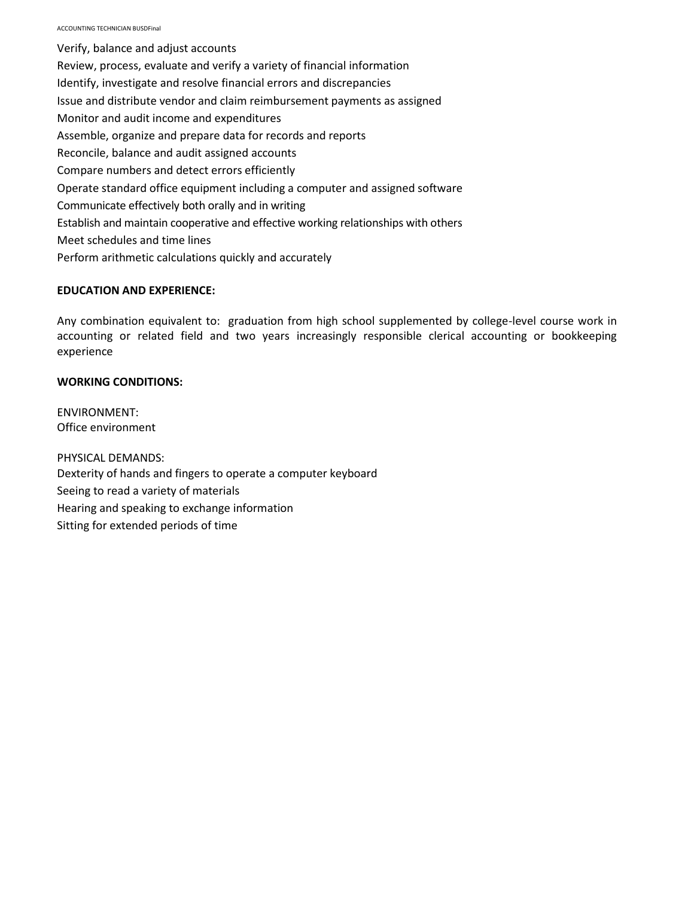Verify, balance and adjust accounts
Review, process, evaluate and verify a variety of financial information
Identify, investigate and resolve financial errors and discrepancies
Issue and distribute vendor and claim reimbursement payments as assigned
Monitor and audit income and expenditures
Assemble, organize and prepare data for records and reports
Reconcile, balance and audit assigned accounts
Compare numbers and detect errors efficiently
Operate standard office equipment including a computer and assigned software
Communicate effectively both orally and in writing
Establish and maintain cooperative and effective working relationships with others
Meet schedules and time lines
Perform arithmetic calculations quickly and accurately

**EDUCATION AND EXPERIENCE:**

Any combination equivalent to: graduation from high school supplemented by college-level course work in accounting or related field and two years increasingly responsible clerical accounting or bookkeeping experience

**WORKING CONDITIONS:**

ENVIRONMENT:
Office environment

PHYSICAL DEMANDS:
Dexterity of hands and fingers to operate a computer keyboard
Seeing to read a variety of materials
Hearing and speaking to exchange information
Sitting for extended periods of time